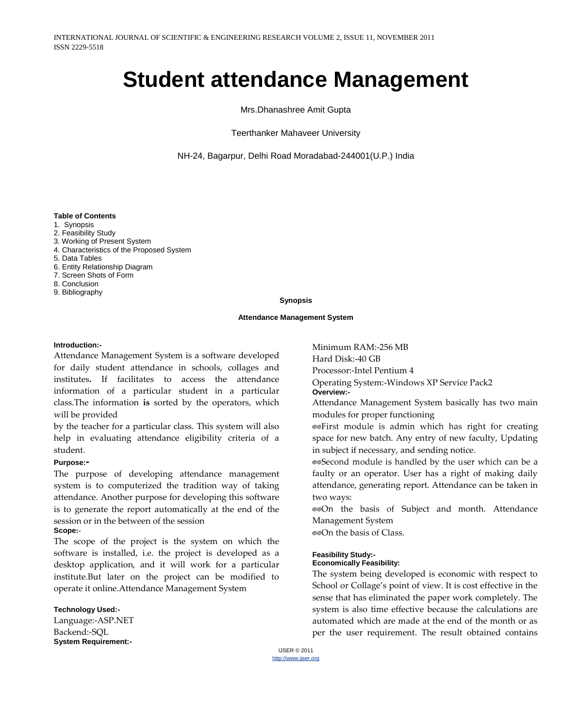# Student attendance Management

Mrs.Dhanashree Amit Gupta

Teerthanker Mahaveer University

NH-24, Bagarpur, Delhi Road Moradabad-244001(U.P.) India

**Table of Contents**

1. Synopsis
2. Feasibility Study
3. Working of Present System
4. Characteristics of the Proposed System
5. Data Tables
6. Entity Relationship Diagram
7. Screen Shots of Form
8. Conclusion
9. Bibliography

## Synopsis

### Attendance Management System

**Introduction:-**

Attendance Management System is a software developed for daily student attendance in schools, collages and institutes**.** If facilitates to access the attendance information of a particular student in a particular class.The information **is** sorted by the operators, which will be provided

by the teacher for a particular class. This system will also help in evaluating attendance eligibility criteria of a student.

**Purpose:-**

The purpose of developing attendance management system is to computerized the tradition way of taking attendance. Another purpose for developing this software is to generate the report automatically at the end of the session or in the between of the session

**Scope:**-

The scope of the project is the system on which the software is installed, i.e. the project is developed as a desktop application, and it will work for a particular institute.But later on the project can be modified to operate it online.Attendance Management System

**Technology Used:-**

Language:-ASP.NET

Backend:-SQL

**System Requirement:-**

Minimum RAM:-256 MB

Hard Disk:-40 GB

Processor:-Intel Pentium 4

Operating System:-Windows XP Service Pack2

**Overview:-**

Attendance Management System basically has two main modules for proper functioning

- First module is admin which has right for creating space for new batch. Any entry of new faculty, Updating in subject if necessary, and sending notice.
- Second module is handled by the user which can be a faulty or an operator. User has a right of making daily attendance, generating report. Attendance can be taken in two ways:
- On the basis of Subject and month. Attendance Management System
- On the basis of Class.

**Feasibility Study:-**

**Economically Feasibility:**

The system being developed is economic with respect to School or Collage's point of view. It is cost effective in the sense that has eliminated the paper work completely. The system is also time effective because the calculations are automated which are made at the end of the month or as per the user requirement. The result obtained contains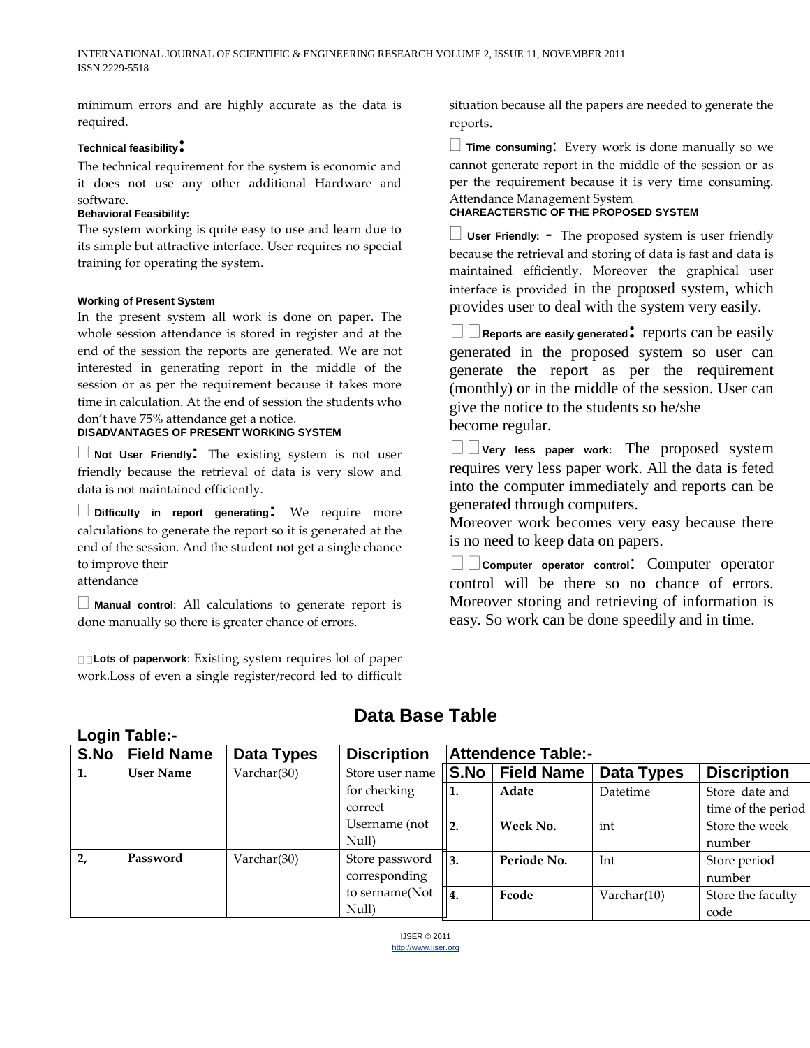minimum errors and are highly accurate as the data is required.

**Technical feasibility:**

The technical requirement for the system is economic and it does not use any other additional Hardware and software.

**Behavioral Feasibility:**

The system working is quite easy to use and learn due to its simple but attractive interface. User requires no special training for operating the system.

**Working of Present System**

In the present system all work is done on paper. The whole session attendance is stored in register and at the end of the session the reports are generated. We are not interested in generating report in the middle of the session or as per the requirement because it takes more time in calculation. At the end of session the students who don't have 75% attendance get a notice.

**DISADVANTAGES OF PRESENT WORKING SYSTEM**

- **Not User Friendly:** The existing system is not user friendly because the retrieval of data is very slow and data is not maintained efficiently.
- **Difficulty in report generating:** We require more calculations to generate the report so it is generated at the end of the session. And the student not get a single chance to improve their attendance
- **Manual control**: All calculations to generate report is done manually so there is greater chance of errors.
- **Lots of paperwork**: Existing system requires lot of paper work.Loss of even a single register/record led to difficult situation because all the papers are needed to generate the reports.
- **Time consuming**: Every work is done manually so we cannot generate report in the middle of the session or as per the requirement because it is very time consuming. Attendance Management System

**CHAREACTERSTIC OF THE PROPOSED SYSTEM**

- **User Friendly: -** The proposed system is user friendly because the retrieval and storing of data is fast and data is maintained efficiently. Moreover the graphical user interface is provided in the proposed system, which provides user to deal with the system very easily.
- **Reports are easily generated:** reports can be easily generated in the proposed system so user can generate the report as per the requirement (monthly) or in the middle of the session. User can give the notice to the students so he/she become regular.
- **Very less paper work:** The proposed system requires very less paper work. All the data is feted into the computer immediately and reports can be generated through computers. Moreover work becomes very easy because there is no need to keep data on papers.
- **Computer operator control:** Computer operator control will be there so no chance of errors. Moreover storing and retrieving of information is easy. So work can be done speedily and in time.

## Data Base Table

**Login Table:-**

| S.No | Field Name | Data Types | Discription |
|---|---|---|---|
| 1. | **User Name** | Varchar(30) | Store user name for checking correct Username (not Null) |
| 2, | **Password** | Varchar(30) | Store password corresponding to sername(Not Null) |

**Attendence Table:-**

| S.No | Field Name | Data Types | Discription |
|---|---|---|---|
| 1. | **Adate** | Datetime | Store date and time of the period |
| 2. | **Week No.** | int | Store the week number |
| 3. | **Periode No.** | Int | Store period number |
| 4. | **Fcode** | Varchar(10) | Store the faculty code |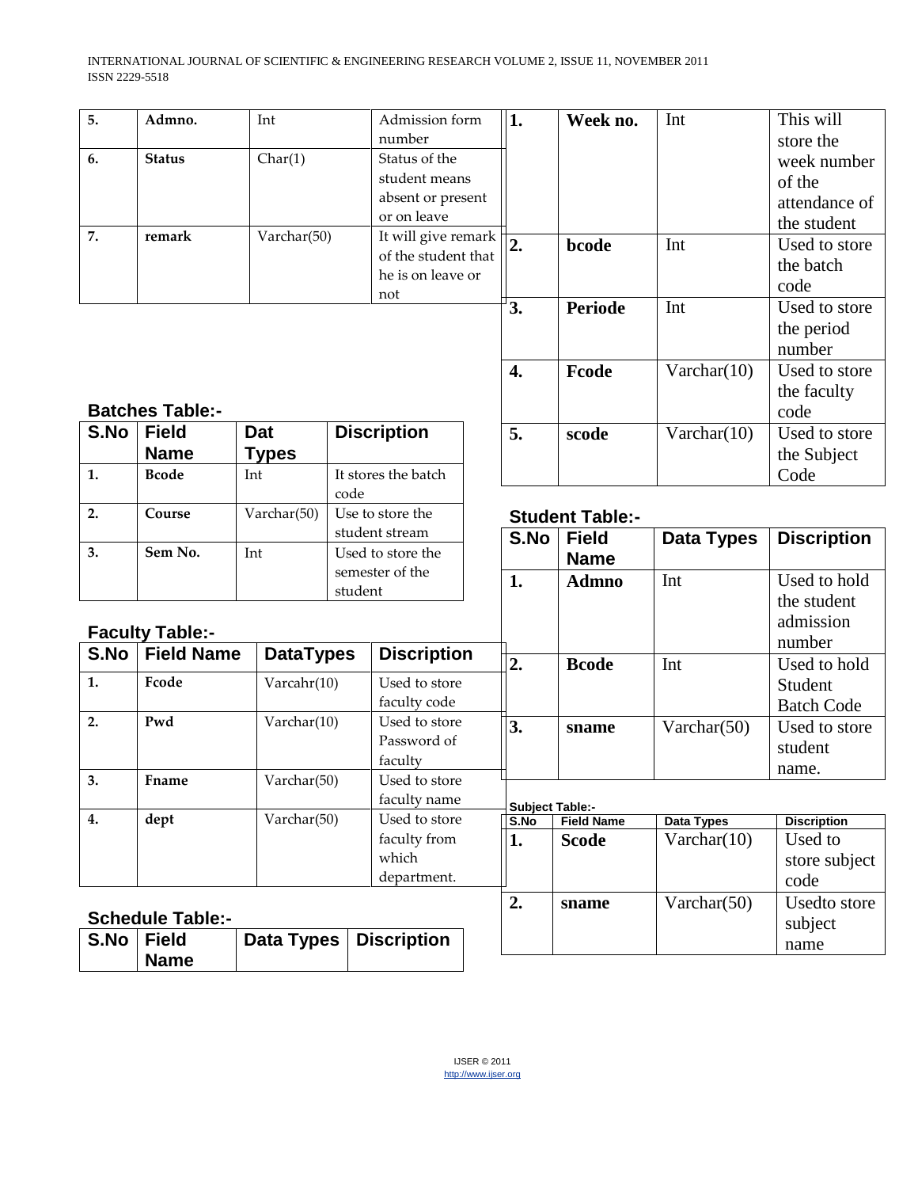| 5. | **Admno.** | Int | Admission form number |
|---|---|---|---|
| 6. | **Status** | Char(1) | Status of the student means absent or present or on leave |
| 7. | **remark** | Varchar(50) | It will give remark of the student that he is on leave or not |

**Batches Table:-**

| S.No | Field Name | Dat Types | Discription |
|---|---|---|---|
| 1. | **Bcode** | Int | It stores the batch code |
| 2. | **Course** | Varchar(50) | Use to store the student stream |
| 3. | **Sem No.** | Int | Used to store the semester of the student |

**Faculty Table:-**

| S.No | Field Name | DataTypes | Discription |
|---|---|---|---|
| 1. | **Fcode** | Varcahr(10) | Used to store faculty code |
| 2. | **Pwd** | Varchar(10) | Used to store Password of faculty |
| 3. | **Fname** | Varchar(50) | Used to store faculty name |
| 4. | **dept** | Varchar(50) | Used to store faculty from which department. |

**Schedule Table:-**

| S.No | Field Name | Data Types | Discription |
|---|---|---|---|
| 1. | **Week no.** | Int | This will store the week number of the attendance of the student |
| 2. | **bcode** | Int | Used to store the batch code |
| 3. | **Periode** | Int | Used to store the period number |
| 4. | **Fcode** | Varchar(10) | Used to store the faculty code |
| 5. | **scode** | Varchar(10) | Used to store the Subject Code |

**Student Table:-**

| S.No | Field Name | Data Types | Discription |
|---|---|---|---|
| 1. | **Admno** | Int | Used to hold the student admission number |
| 2. | **Bcode** | Int | Used to hold Student Batch Code |
| 3. | **sname** | Varchar(50) | Used to store student name. |

**Subject Table:-**

| S.No | Field Name | Data Types | Discription |
|---|---|---|---|
| 1. | **Scode** | Varchar(10) | Used to store subject code |
| 2. | **sname** | Varchar(50) | Usedto store subject name |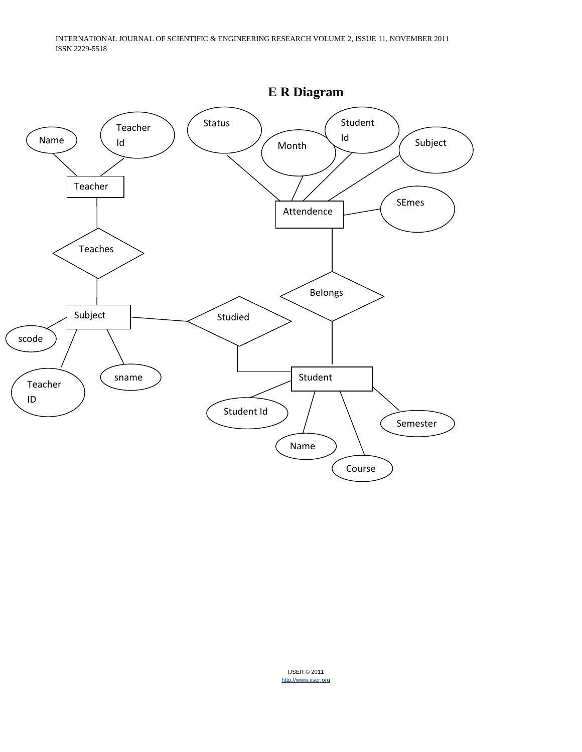# E R Diagram

Name

Teacher Id

Teacher

Teaches

Subject

scode

Teacher ID

sname

Studied

Status

Month

Student Id

Subject

Attendence

SEmes

Belongs

Student

Student Id

Name

Course

Semester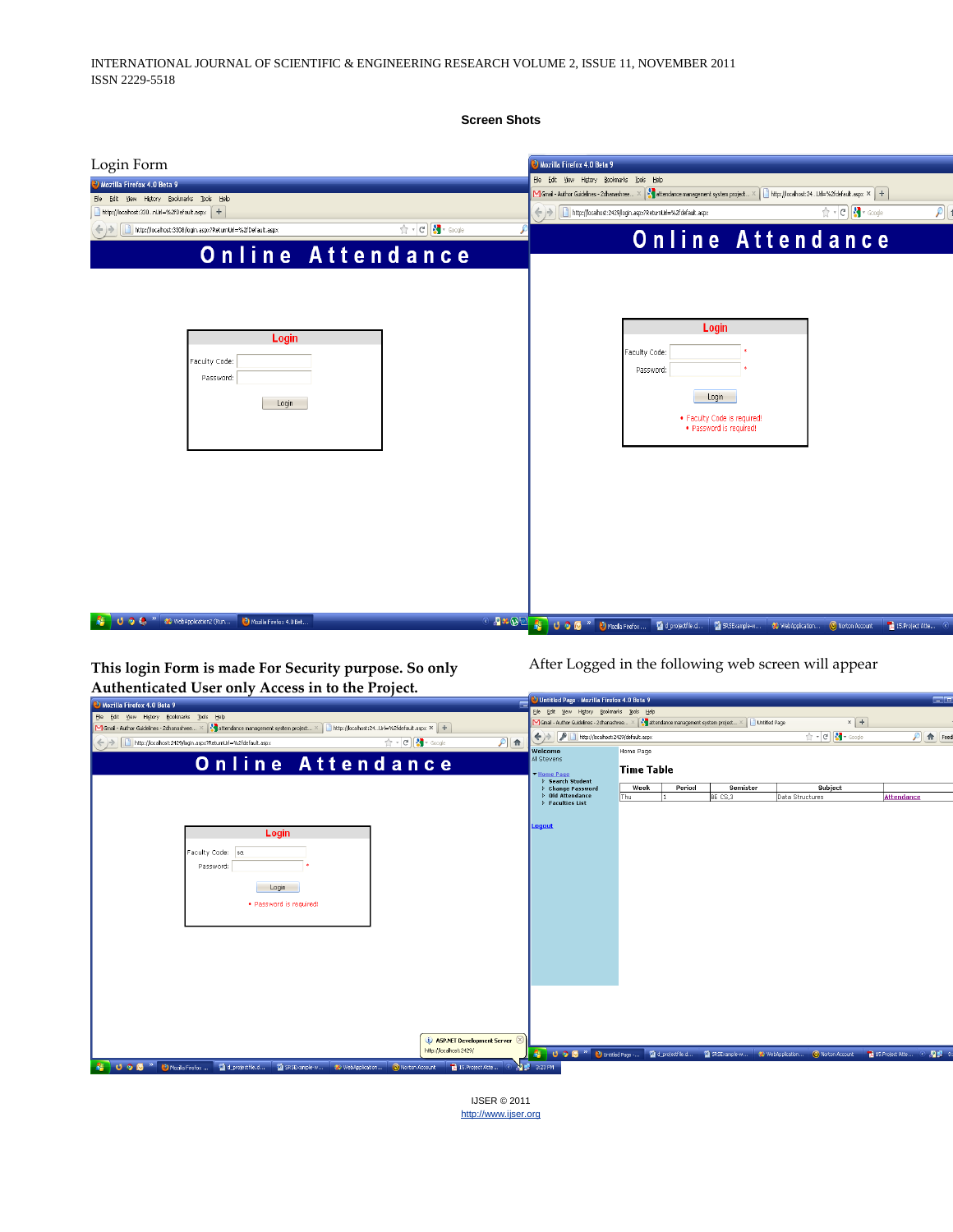**Screen Shots**

Login Form

This login Form is made For Security purpose. So only Authenticated User only Access in to the Project.

After Logged in the following web screen will appear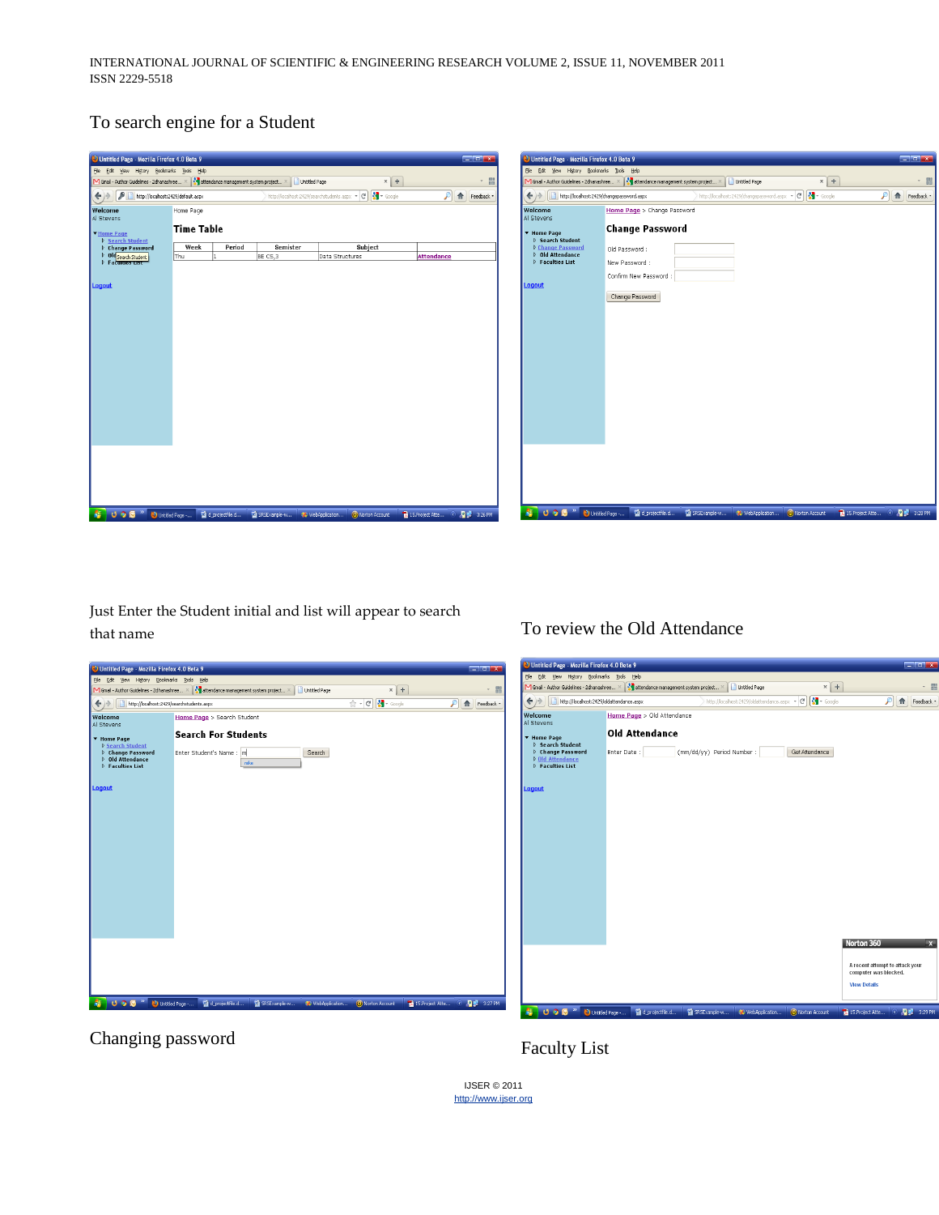To search engine for a Student

Just Enter the Student initial and list will appear to search that name

To review the Old Attendance

Changing password

Faculty List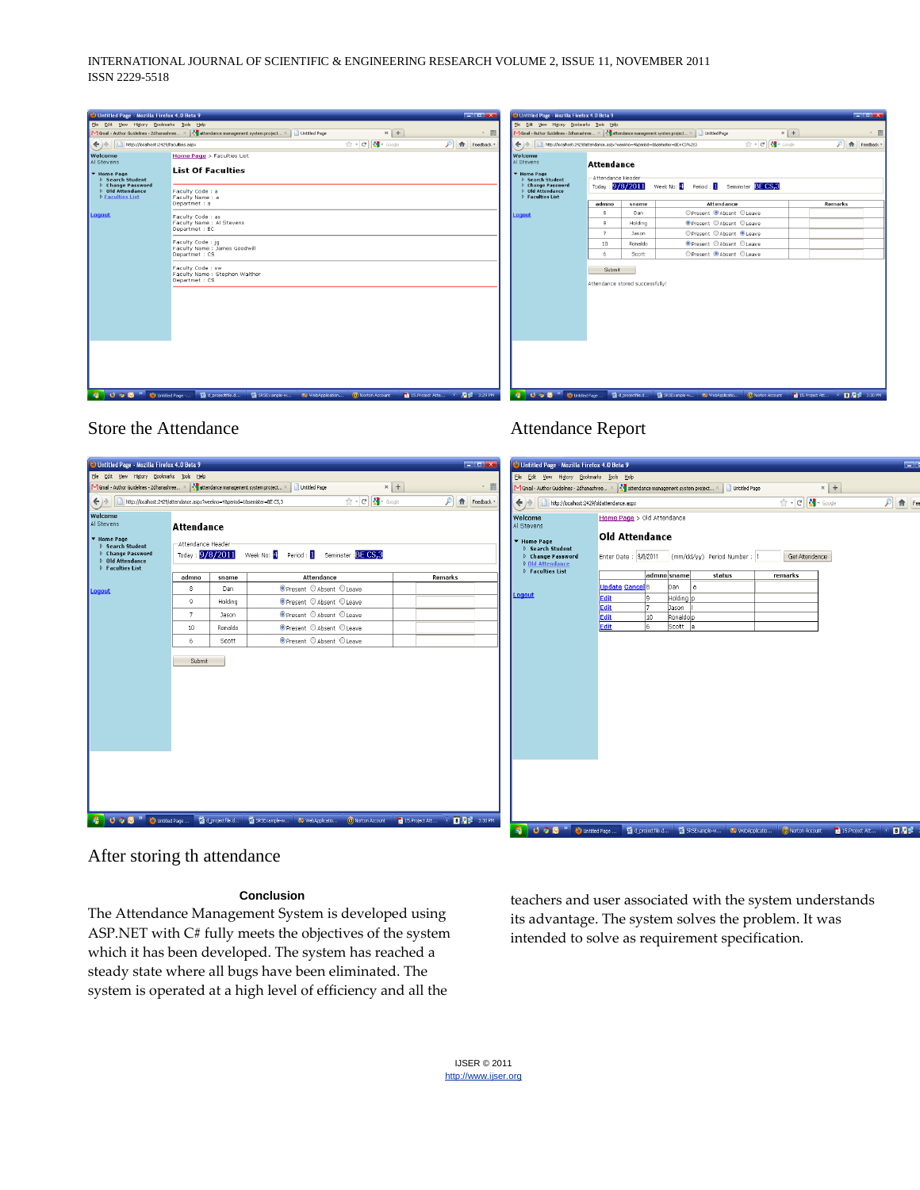Store the Attendance

Attendance Report

After storing th attendance

**Conclusion**

The Attendance Management System is developed using ASP.NET with C# fully meets the objectives of the system which it has been developed. The system has reached a steady state where all bugs have been eliminated. The system is operated at a high level of efficiency and all the teachers and user associated with the system understands its advantage. The system solves the problem. It was intended to solve as requirement specification.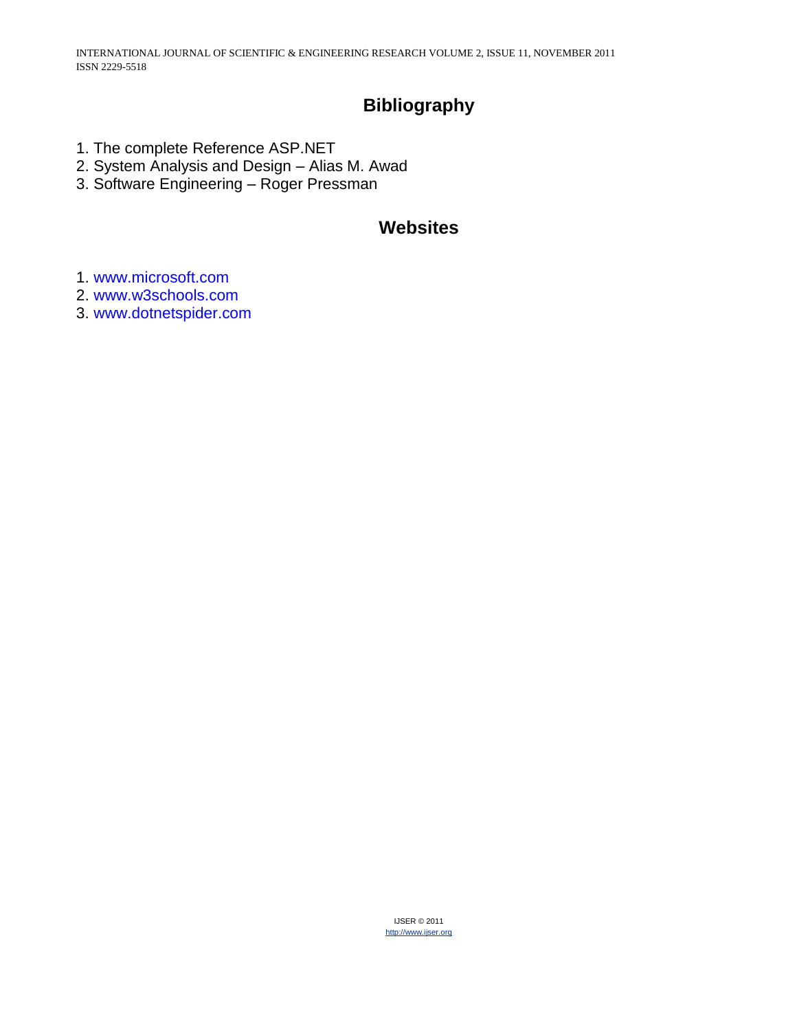## Bibliography

1. The complete Reference ASP.NET
2. System Analysis and Design – Alias M. Awad
3. Software Engineering – Roger Pressman

## Websites

1. www.microsoft.com
2. www.w3schools.com
3. www.dotnetspider.com